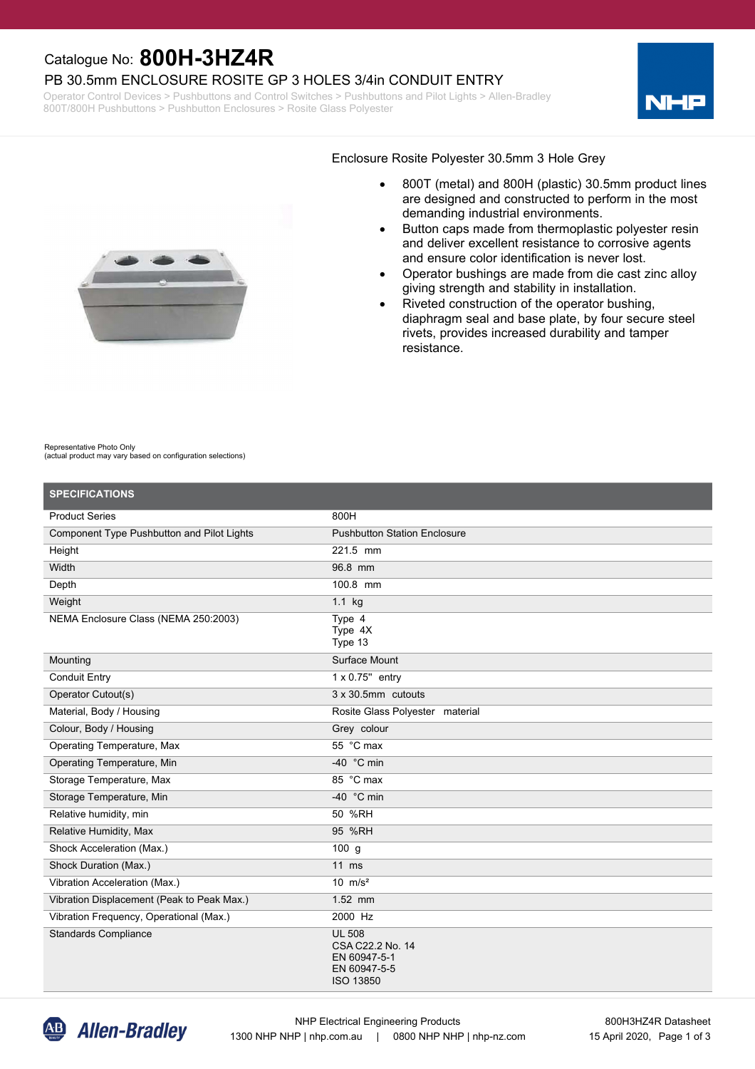Catalogue No: **800H-3HZ4R**

# PB 30.5mm ENCLOSURE ROSITE GP 3 HOLES 3/4in CONDUIT ENTRY

Operator Control Devices > Pushbuttons and Control Switches > Pushbuttons and Pilot Lights > Allen-Bradley 800T/800H Pushbuttons > Pushbutton Enclosures > Rosite Glass Polyester

Enclosure Rosite Polyester 30.5mm 3 Hole Grey

- 800T (metal) and 800H (plastic) 30.5mm product lines are designed and constructed to perform in the most demanding industrial environments.
- Button caps made from thermoplastic polyester resin and deliver excellent resistance to corrosive agents and ensure color identification is never lost.
- Operator bushings are made from die cast zinc alloy giving strength and stability in installation.
- Riveted construction of the operator bushing, diaphragm seal and base plate, by four secure steel rivets, provides increased durability and tamper resistance.

Representative Photo Only
(actual product may vary based on configuration selections)

## SPECIFICATIONS

| | |
|---|---|
| Product Series | 800H |
| Component Type Pushbutton and Pilot Lights | Pushbutton Station Enclosure |
| Height | 221.5 mm |
| Width | 96.8 mm |
| Depth | 100.8 mm |
| Weight | 1.1 kg |
| NEMA Enclosure Class (NEMA 250:2003) | Type 4<br>Type 4X<br>Type 13 |
| Mounting | Surface Mount |
| Conduit Entry | 1 x 0.75" entry |
| Operator Cutout(s) | 3 x 30.5mm cutouts |
| Material, Body / Housing | Rosite Glass Polyester material |
| Colour, Body / Housing | Grey colour |
| Operating Temperature, Max | 55 °C max |
| Operating Temperature, Min | -40 °C min |
| Storage Temperature, Max | 85 °C max |
| Storage Temperature, Min | -40 °C min |
| Relative humidity, min | 50 %RH |
| Relative Humidity, Max | 95 %RH |
| Shock Acceleration (Max.) | 100 g |
| Shock Duration (Max.) | 11 ms |
| Vibration Acceleration (Max.) | 10 $m/s^2$ |
| Vibration Displacement (Peak to Peak Max.) | 1.52 mm |
| Vibration Frequency, Operational (Max.) | 2000 Hz |
| Standards Compliance | UL 508<br>CSA C22.2 No. 14<br>EN 60947-5-1<br>EN 60947-5-5<br>ISO 13850 |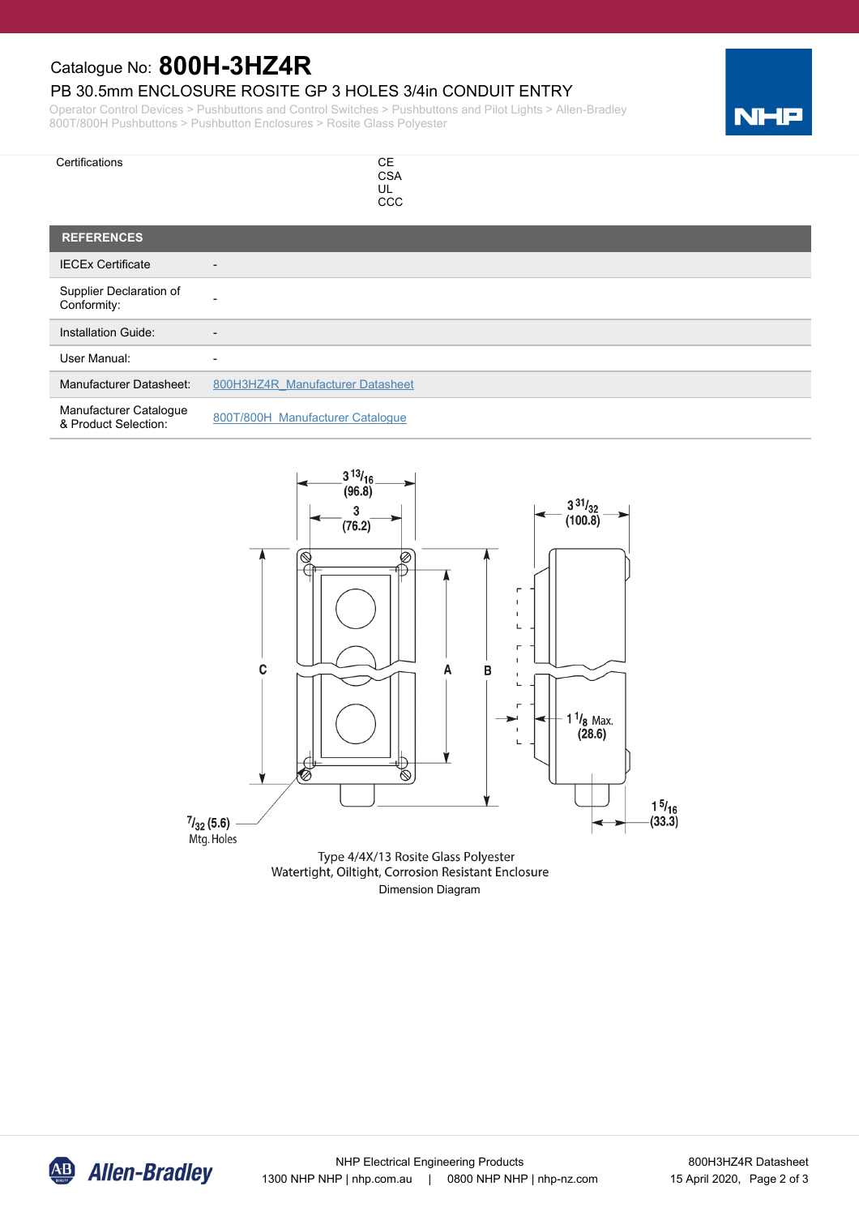Catalogue No: **800H-3HZ4R**

PB 30.5mm ENCLOSURE ROSITE GP 3 HOLES 3/4in CONDUIT ENTRY

Operator Control Devices > Pushbuttons and Control Switches > Pushbuttons and Pilot Lights > Allen-Bradley 800T/800H Pushbuttons > Pushbutton Enclosures > Rosite Glass Polyester

| | |
|---|---|
| Certifications | CE<br>CSA<br>UL<br>CCC |

| REFERENCES | |
|---|---|
| IECEx Certificate | - |
| Supplier Declaration of Conformity: | - |
| Installation Guide: | - |
| User Manual: | - |
| Manufacturer Datasheet: | 800H3HZ4R_Manufacturer Datasheet |
| Manufacturer Catalogue & Product Selection: | 800T/800H_Manufacturer Catalogue |

3 13/16 (96.8)

3 (76.2)

3 31/32 (100.8)

C A B

1 1/8 Max. (28.6)

7/32 (5.6) Mtg. Holes

1 5/16 (33.3)

Type 4/4X/13 Rosite Glass Polyester
Watertight, Oiltight, Corrosion Resistant Enclosure
Dimension Diagram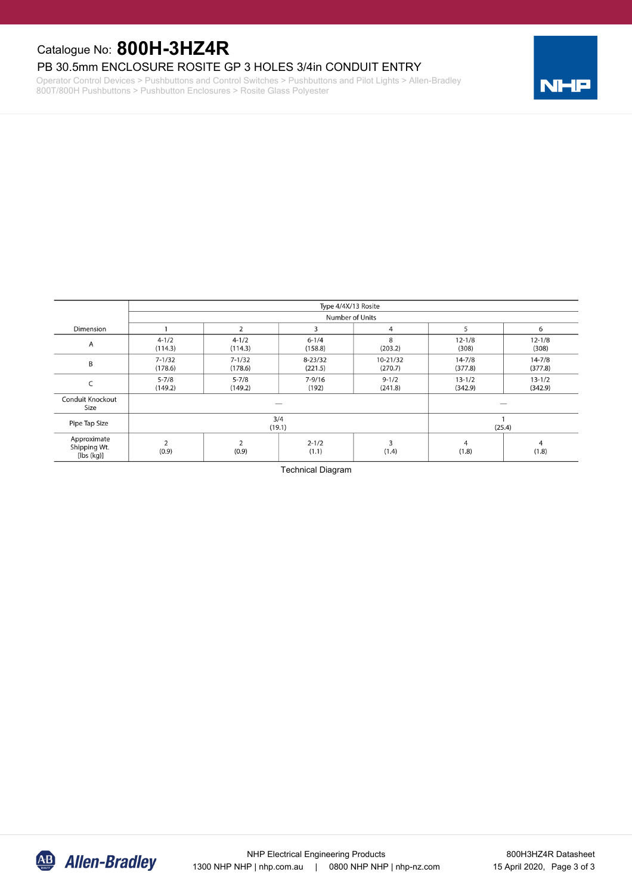Catalogue No: **800H-3HZ4R**

PB 30.5mm ENCLOSURE ROSITE GP 3 HOLES 3/4in CONDUIT ENTRY

Operator Control Devices > Pushbuttons and Control Switches > Pushbuttons and Pilot Lights > Allen-Bradley 800T/800H Pushbuttons > Pushbutton Enclosures > Rosite Glass Polyester

| Dimension | Type 4/4X/13 Rosite | | | | | |
|---|---|---|---|---|---|---|
| | Number of Units | | | | | |
| | 1 | 2 | 3 | 4 | 5 | 6 |
| A | 4-1/2 (114.3) | 4-1/2 (114.3) | 6-1/4 (158.8) | 8 (203.2) | 12-1/8 (308) | 12-1/8 (308) |
| B | 7-1/32 (178.6) | 7-1/32 (178.6) | 8-23/32 (221.5) | 10-21/32 (270.7) | 14-7/8 (377.8) | 14-7/8 (377.8) |
| C | 5-7/8 (149.2) | 5-7/8 (149.2) | 7-9/16 (192) | 9-1/2 (241.8) | 13-1/2 (342.9) | 13-1/2 (342.9) |
| Conduit Knockout Size | — | | | | — | |
| Pipe Tap Size | 3/4 (19.1) | | | | 1 (25.4) | |
| Approximate Shipping Wt. [lbs (kg)] | 2 (0.9) | 2 (0.9) | 2-1/2 (1.1) | 3 (1.4) | 4 (1.8) | 4 (1.8) |

Technical Diagram